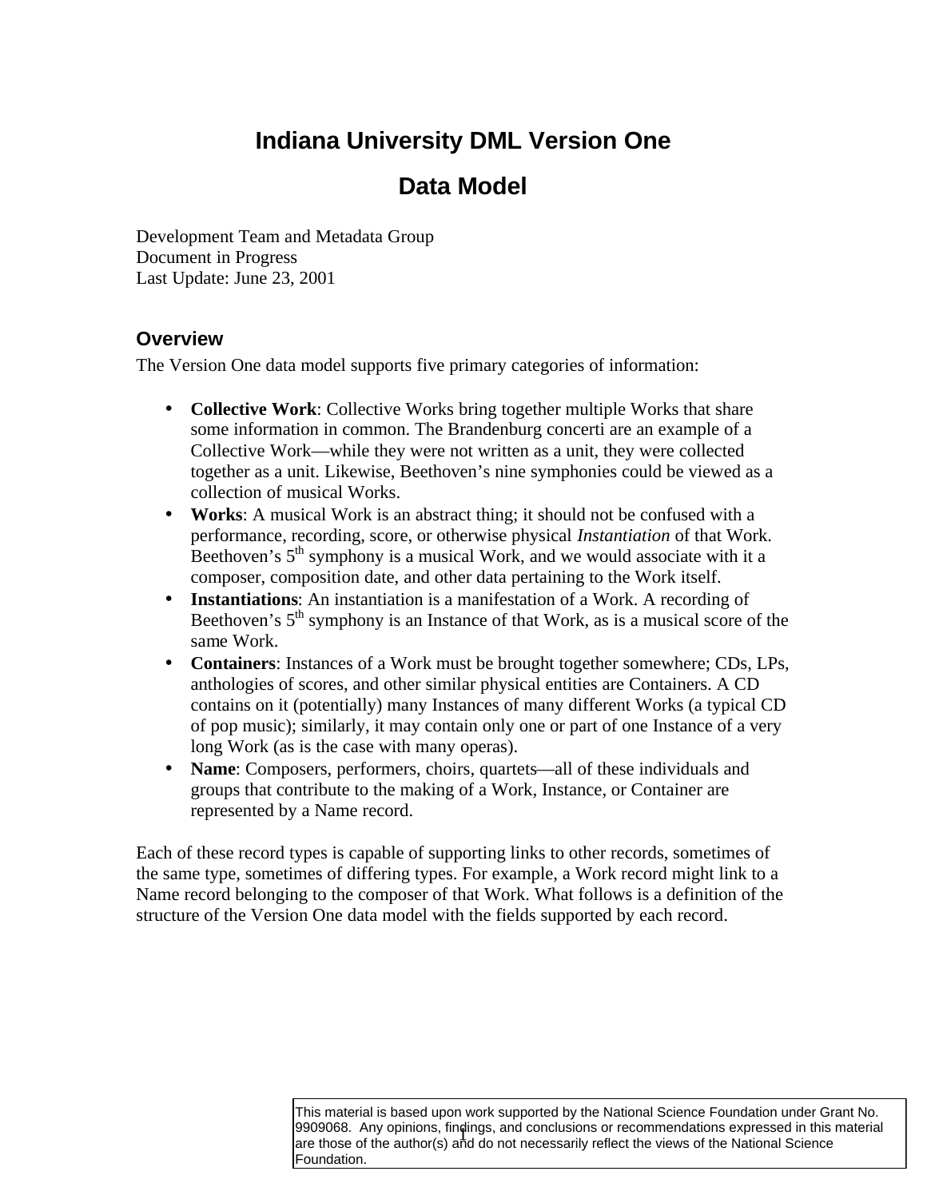# Indiana University DML Version One

# Data Model

Development Team and Metadata Group
Document in Progress
Last Update: June 23, 2001

## Overview

The Version One data model supports five primary categories of information:

- **Collective Work**: Collective Works bring together multiple Works that share some information in common. The Brandenburg concerti are an example of a Collective Work—while they were not written as a unit, they were collected together as a unit. Likewise, Beethoven's nine symphonies could be viewed as a collection of musical Works.
- **Works**: A musical Work is an abstract thing; it should not be confused with a performance, recording, score, or otherwise physical *Instantiation* of that Work. Beethoven's 5th symphony is a musical Work, and we would associate with it a composer, composition date, and other data pertaining to the Work itself.
- **Instantiations**: An instantiation is a manifestation of a Work. A recording of Beethoven's 5th symphony is an Instance of that Work, as is a musical score of the same Work.
- **Containers**: Instances of a Work must be brought together somewhere; CDs, LPs, anthologies of scores, and other similar physical entities are Containers. A CD contains on it (potentially) many Instances of many different Works (a typical CD of pop music); similarly, it may contain only one or part of one Instance of a very long Work (as is the case with many operas).
- **Name**: Composers, performers, choirs, quartets—all of these individuals and groups that contribute to the making of a Work, Instance, or Container are represented by a Name record.

Each of these record types is capable of supporting links to other records, sometimes of the same type, sometimes of differing types. For example, a Work record might link to a Name record belonging to the composer of that Work. What follows is a definition of the structure of the Version One data model with the fields supported by each record.

This material is based upon work supported by the National Science Foundation under Grant No. 9909068. Any opinions, findings, and conclusions or recommendations expressed in this material are those of the author(s) and do not necessarily reflect the views of the National Science Foundation.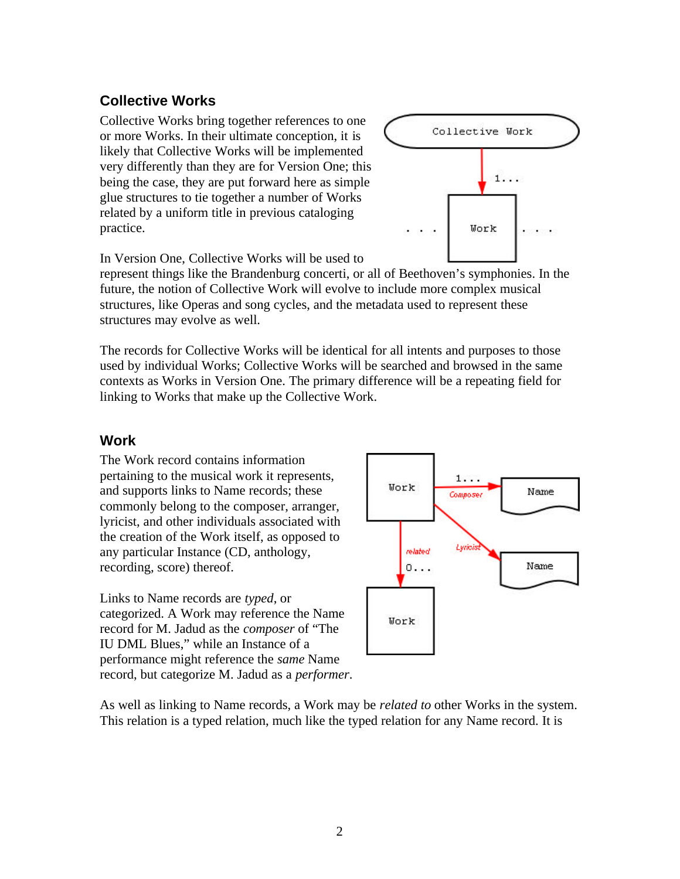## Collective Works

Collective Works bring together references to one or more Works. In their ultimate conception, it is likely that Collective Works will be implemented very differently than they are for Version One; this being the case, they are put forward here as simple glue structures to tie together a number of Works related by a uniform title in previous cataloging practice.

In Version One, Collective Works will be used to represent things like the Brandenburg concerti, or all of Beethoven's symphonies. In the future, the notion of Collective Work will evolve to include more complex musical structures, like Operas and song cycles, and the metadata used to represent these structures may evolve as well.

The records for Collective Works will be identical for all intents and purposes to those used by individual Works; Collective Works will be searched and browsed in the same contexts as Works in Version One. The primary difference will be a repeating field for linking to Works that make up the Collective Work.

## Work

The Work record contains information pertaining to the musical work it represents, and supports links to Name records; these commonly belong to the composer, arranger, lyricist, and other individuals associated with the creation of the Work itself, as opposed to any particular Instance (CD, anthology, recording, score) thereof.

Links to Name records are *typed*, or categorized. A Work may reference the Name record for M. Jadud as the *composer* of "The IU DML Blues," while an Instance of a performance might reference the *same* Name record, but categorize M. Jadud as a *performer*.

As well as linking to Name records, a Work may be *related to* other Works in the system. This relation is a typed relation, much like the typed relation for any Name record. It is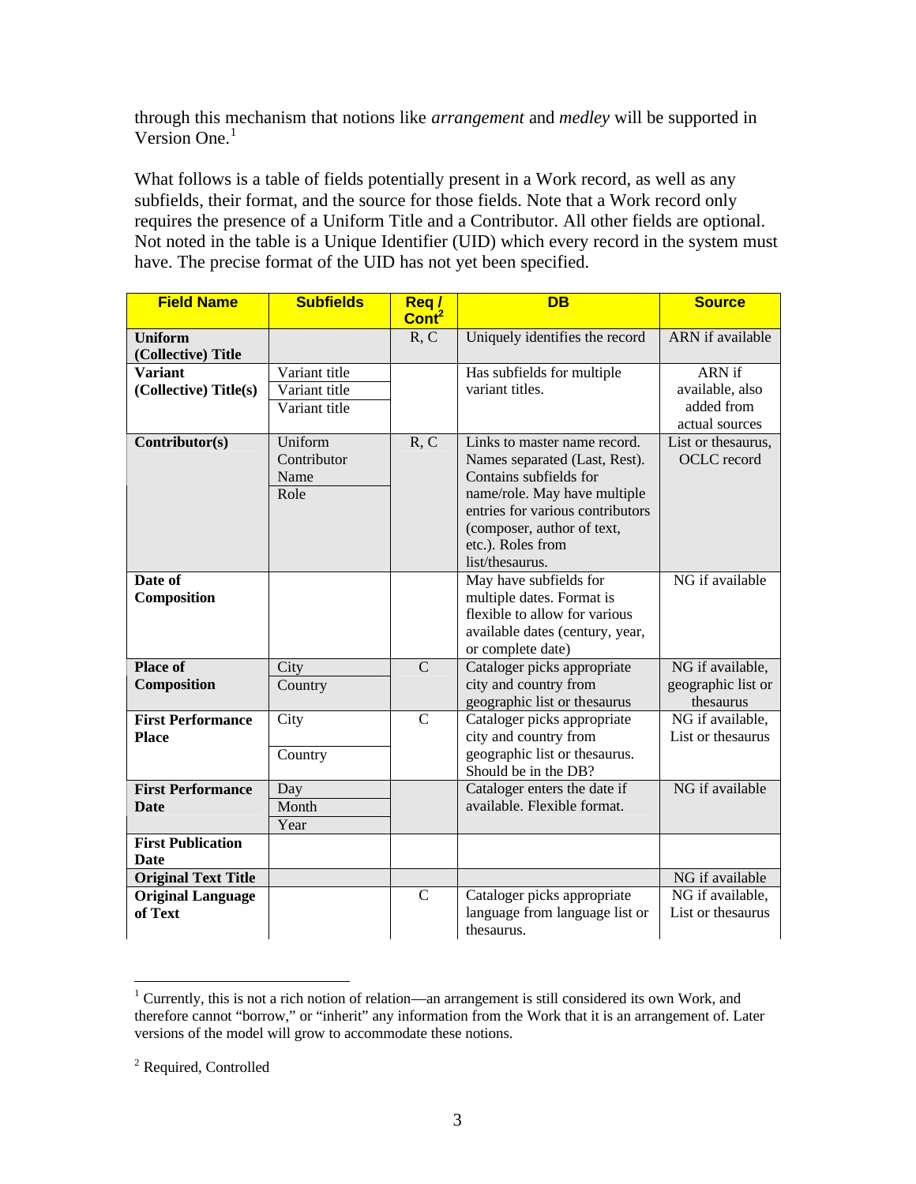through this mechanism that notions like *arrangement* and *medley* will be supported in Version One.[1]

What follows is a table of fields potentially present in a Work record, as well as any subfields, their format, and the source for those fields. Note that a Work record only requires the presence of a Uniform Title and a Contributor. All other fields are optional. Not noted in the table is a Unique Identifier (UID) which every record in the system must have. The precise format of the UID has not yet been specified.

| Field Name | Subfields | Req / Cont[2] | DB | Source |
|---|---|---|---|---|
| **Uniform (Collective) Title** | | R, C | Uniquely identifies the record | ARN if available |
| **Variant (Collective) Title(s)** | Variant title<br>Variant title<br>Variant title | | Has subfields for multiple variant titles. | ARN if available, also added from actual sources |
| **Contributor(s)** | Uniform Contributor Name<br>Role | R, C | Links to master name record. Names separated (Last, Rest). Contains subfields for name/role. May have multiple entries for various contributors (composer, author of text, etc.). Roles from list/thesaurus. | List or thesaurus, OCLC record |
| **Date of Composition** | | | May have subfields for multiple dates. Format is flexible to allow for various available dates (century, year, or complete date) | NG if available |
| **Place of Composition** | City<br>Country | C | Cataloger picks appropriate city and country from geographic list or thesaurus | NG if available, geographic list or thesaurus |
| **First Performance Place** | City<br>Country | C | Cataloger picks appropriate city and country from geographic list or thesaurus. Should be in the DB? | NG if available, List or thesaurus |
| **First Performance Date** | Day<br>Month<br>Year | | Cataloger enters the date if available. Flexible format. | NG if available |
| **First Publication Date** | | | | |
| **Original Text Title** | | | | NG if available |
| **Original Language of Text** | | C | Cataloger picks appropriate language from language list or thesaurus. | NG if available, List or thesaurus |

[1] Currently, this is not a rich notion of relation—an arrangement is still considered its own Work, and therefore cannot "borrow," or "inherit" any information from the Work that it is an arrangement of. Later versions of the model will grow to accommodate these notions.

[2] Required, Controlled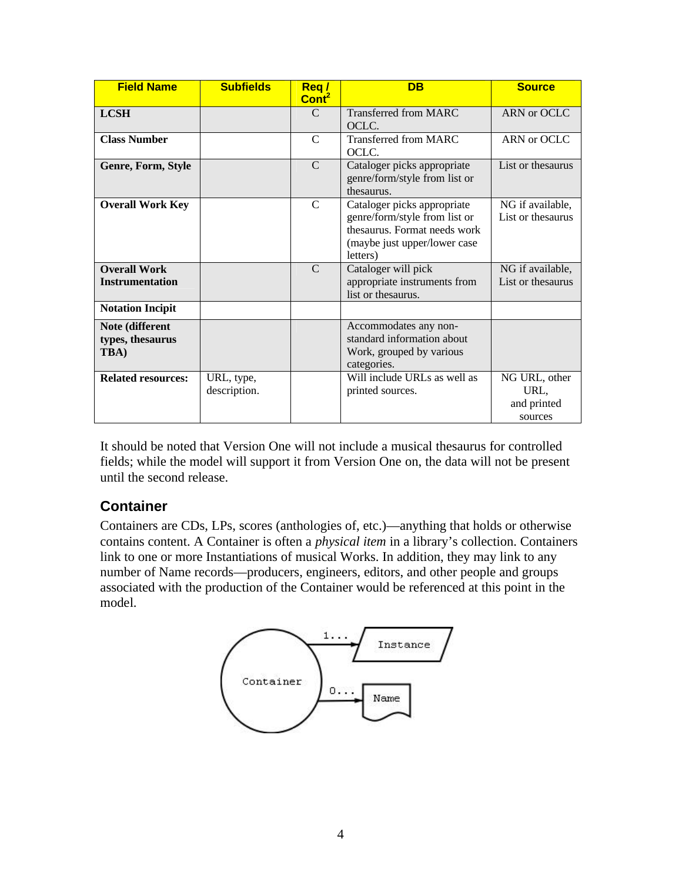| Field Name | Subfields | Req / Cont[2] | DB | Source |
|---|---|---|---|---|
| **LCSH** | | C | Transferred from MARC OCLC. | ARN or OCLC |
| **Class Number** | | C | Transferred from MARC OCLC. | ARN or OCLC |
| **Genre, Form, Style** | | C | Cataloger picks appropriate genre/form/style from list or thesaurus. | List or thesaurus |
| **Overall Work Key** | | C | Cataloger picks appropriate genre/form/style from list or thesaurus. Format needs work (maybe just upper/lower case letters) | NG if available, List or thesaurus |
| **Overall Work Instrumentation** | | C | Cataloger will pick appropriate instruments from list or thesaurus. | NG if available, List or thesaurus |
| **Notation Incipit** | | | | |
| **Note (different types, thesaurus TBA)** | | | Accommodates any non-standard information about Work, grouped by various categories. | |
| **Related resources:** | URL, type, description. | | Will include URLs as well as printed sources. | NG URL, other URL, and printed sources |

It should be noted that Version One will not include a musical thesaurus for controlled fields; while the model will support it from Version One on, the data will not be present until the second release.

## Container

Containers are CDs, LPs, scores (anthologies of, etc.)—anything that holds or otherwise contains content. A Container is often a *physical item* in a library's collection. Containers link to one or more Instantiations of musical Works. In addition, they may link to any number of Name records—producers, engineers, editors, and other people and groups associated with the production of the Container would be referenced at this point in the model.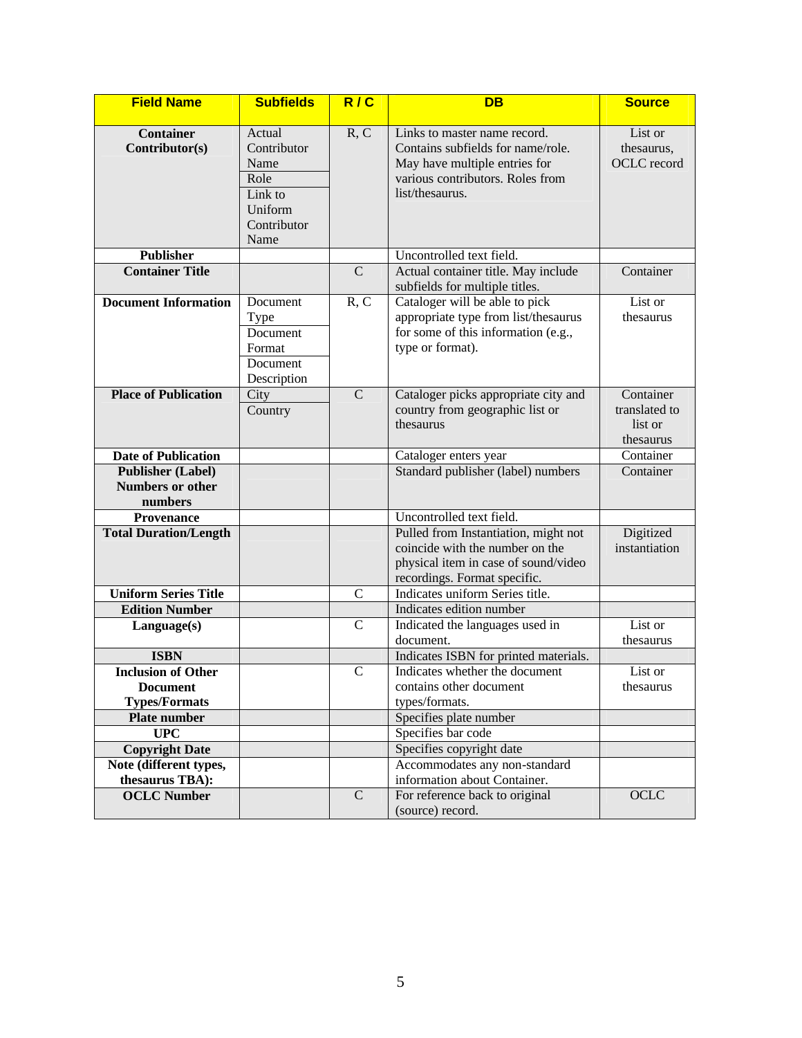| Field Name | Subfields | R / C | DB | Source |
|---|---|---|---|---|
| **Container Contributor(s)** | Actual Contributor Name<br>Role<br>Link to Uniform Contributor Name | R, C | Links to master name record. Contains subfields for name/role. May have multiple entries for various contributors. Roles from list/thesaurus. | List or thesaurus, OCLC record |
| **Publisher** | | | Uncontrolled text field. | |
| **Container Title** | | C | Actual container title. May include subfields for multiple titles. | Container |
| **Document Information** | Document Type<br>Document Format<br>Document Description | R, C | Cataloger will be able to pick appropriate type from list/thesaurus for some of this information (e.g., type or format). | List or thesaurus |
| **Place of Publication** | City<br>Country | C | Cataloger picks appropriate city and country from geographic list or thesaurus | Container translated to list or thesaurus |
| **Date of Publication** | | | Cataloger enters year | Container |
| **Publisher (Label) Numbers or other numbers** | | | Standard publisher (label) numbers | Container |
| **Provenance** | | | Uncontrolled text field. | |
| **Total Duration/Length** | | | Pulled from Instantiation, might not coincide with the number on the physical item in case of sound/video recordings. Format specific. | Digitized instantiation |
| **Uniform Series Title** | | C | Indicates uniform Series title. | |
| **Edition Number** | | | Indicates edition number | |
| **Language(s)** | | C | Indicated the languages used in document. | List or thesaurus |
| **ISBN** | | | Indicates ISBN for printed materials. | |
| **Inclusion of Other Document Types/Formats** | | C | Indicates whether the document contains other document types/formats. | List or thesaurus |
| **Plate number** | | | Specifies plate number | |
| **UPC** | | | Specifies bar code | |
| **Copyright Date** | | | Specifies copyright date | |
| **Note (different types, thesaurus TBA):** | | | Accommodates any non-standard information about Container. | |
| **OCLC Number** | | C | For reference back to original (source) record. | OCLC |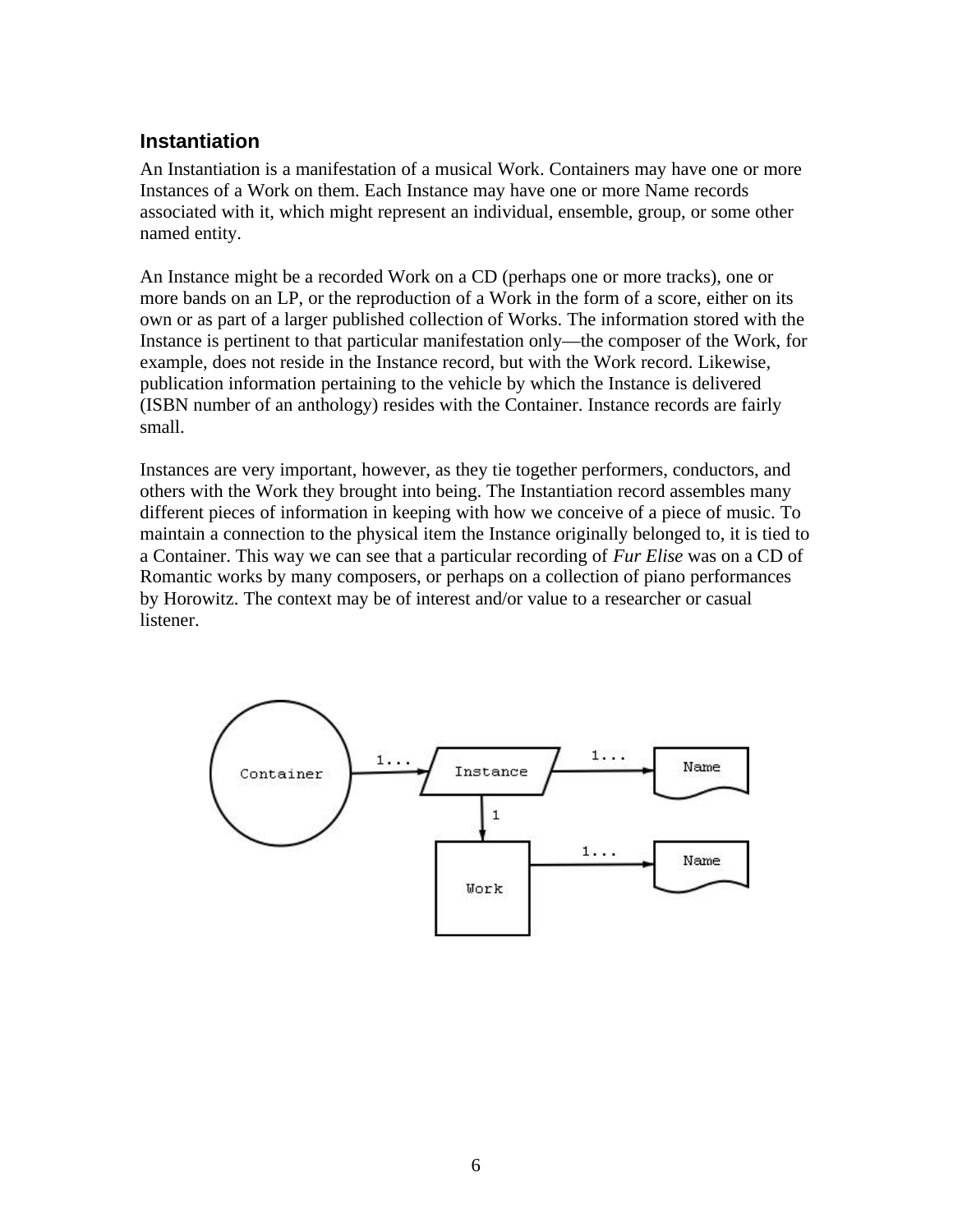### Instantiation

An Instantiation is a manifestation of a musical Work. Containers may have one or more Instances of a Work on them. Each Instance may have one or more Name records associated with it, which might represent an individual, ensemble, group, or some other named entity.

An Instance might be a recorded Work on a CD (perhaps one or more tracks), one or more bands on an LP, or the reproduction of a Work in the form of a score, either on its own or as part of a larger published collection of Works. The information stored with the Instance is pertinent to that particular manifestation only—the composer of the Work, for example, does not reside in the Instance record, but with the Work record. Likewise, publication information pertaining to the vehicle by which the Instance is delivered (ISBN number of an anthology) resides with the Container. Instance records are fairly small.

Instances are very important, however, as they tie together performers, conductors, and others with the Work they brought into being. The Instantiation record assembles many different pieces of information in keeping with how we conceive of a piece of music. To maintain a connection to the physical item the Instance originally belonged to, it is tied to a Container. This way we can see that a particular recording of *Fur Elise* was on a CD of Romantic works by many composers, or perhaps on a collection of piano performances by Horowitz. The context may be of interest and/or value to a researcher or casual listener.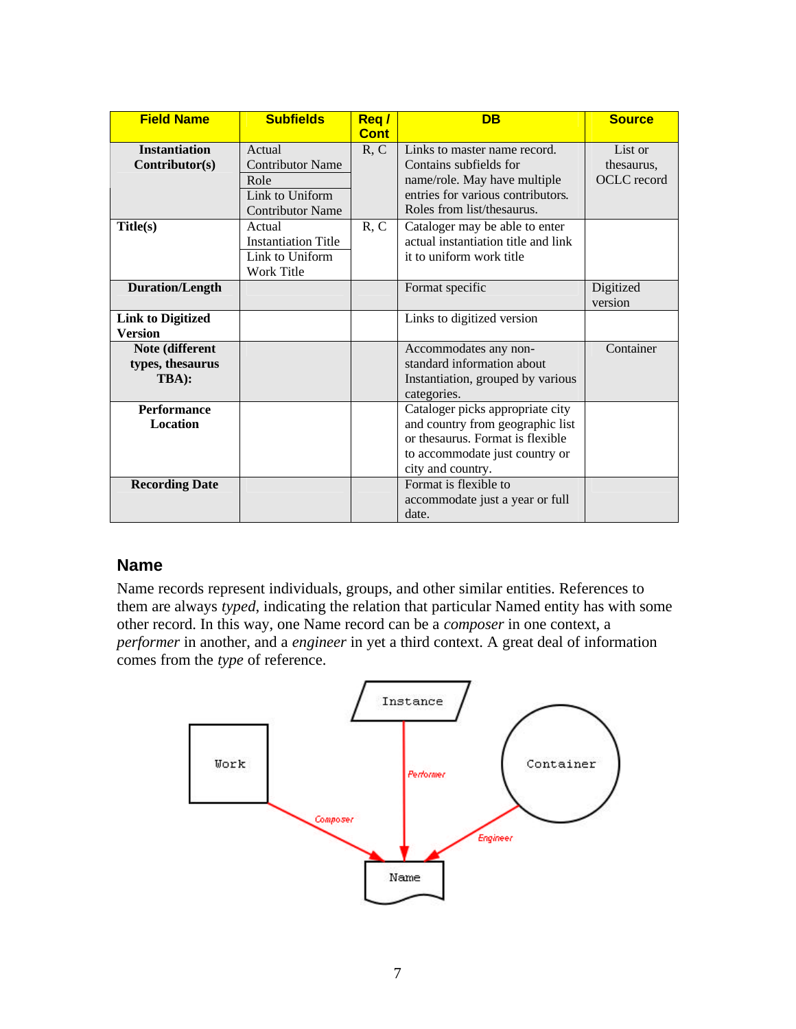| Field Name | Subfields | Req / Cont | DB | Source |
|---|---|---|---|---|
| **Instantiation Contributor(s)** | Actual Contributor Name<br>Role<br>Link to Uniform Contributor Name | R, C | Links to master name record. Contains subfields for name/role. May have multiple entries for various contributors. Roles from list/thesaurus. | List or thesaurus, OCLC record |
| **Title(s)** | Actual Instantiation Title<br>Link to Uniform Work Title | R, C | Cataloger may be able to enter actual instantiation title and link it to uniform work title | |
| **Duration/Length** | | | Format specific | Digitized version |
| **Link to Digitized Version** | | | Links to digitized version | |
| **Note (different types, thesaurus TBA):** | | | Accommodates any non-standard information about Instantiation, grouped by various categories. | Container |
| **Performance Location** | | | Cataloger picks appropriate city and country from geographic list or thesaurus. Format is flexible to accommodate just country or city and country. | |
| **Recording Date** | | | Format is flexible to accommodate just a year or full date. | |

## Name

Name records represent individuals, groups, and other similar entities. References to them are always *typed*, indicating the relation that particular Named entity has with some other record. In this way, one Name record can be a *composer* in one context, a *performer* in another, and a *engineer* in yet a third context. A great deal of information comes from the *type* of reference.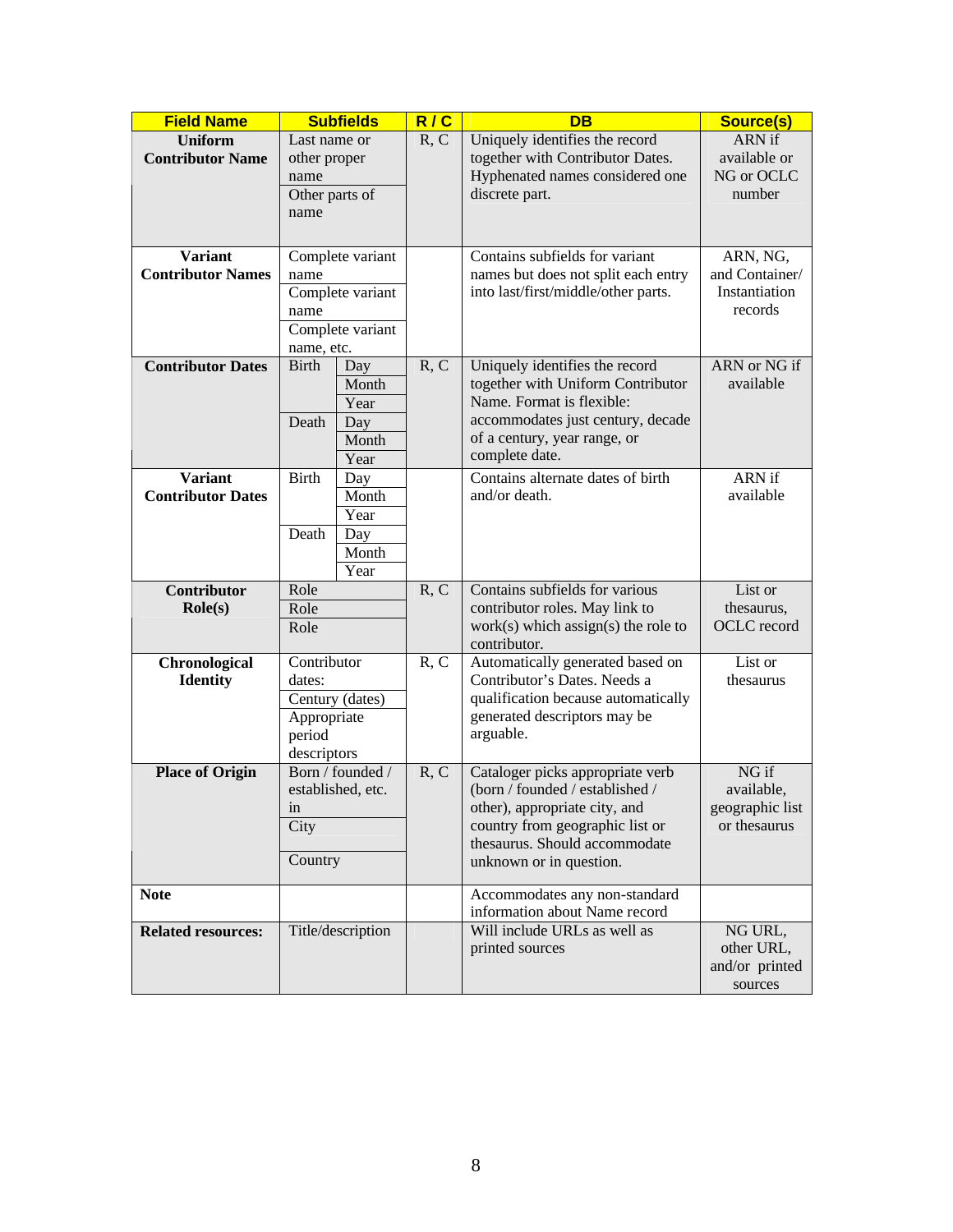| Field Name | Subfields | | R / C | DB | Source(s) |
|---|---|---|---|---|---|
| **Uniform Contributor Name** | Last name or other proper name | | R, C | Uniquely identifies the record together with Contributor Dates. Hyphenated names considered one discrete part. | ARN if available or NG or OCLC number |
| | Other parts of name | | | | |
| **Variant Contributor Names** | Complete variant name | | | Contains subfields for variant names but does not split each entry into last/first/middle/other parts. | ARN, NG, and Container/ Instantiation records |
| | Complete variant name | | | | |
| | Complete variant name, etc. | | | | |
| **Contributor Dates** | Birth | Day | R, C | Uniquely identifies the record together with Uniform Contributor Name. Format is flexible: accommodates just century, decade of a century, year range, or complete date. | ARN or NG if available |
| | | Month | | | |
| | | Year | | | |
| | Death | Day | | | |
| | | Month | | | |
| | | Year | | | |
| **Variant Contributor Dates** | Birth | Day | | Contains alternate dates of birth and/or death. | ARN if available |
| | | Month | | | |
| | | Year | | | |
| | Death | Day | | | |
| | | Month | | | |
| | | Year | | | |
| **Contributor Role(s)** | Role | | R, C | Contains subfields for various contributor roles. May link to work(s) which assign(s) the role to contributor. | List or thesaurus, OCLC record |
| | Role | | | | |
| | Role | | | | |
| **Chronological Identity** | Contributor dates: | | R, C | Automatically generated based on Contributor's Dates. Needs a qualification because automatically generated descriptors may be arguable. | List or thesaurus |
| | Century (dates) | | | | |
| | Appropriate period descriptors | | | | |
| **Place of Origin** | Born / founded / established, etc. in | | R, C | Cataloger picks appropriate verb (born / founded / established / other), appropriate city, and country from geographic list or thesaurus. Should accommodate unknown or in question. | NG if available, geographic list or thesaurus |
| | City | | | | |
| | Country | | | | |
| **Note** | | | | Accommodates any non-standard information about Name record | |
| **Related resources:** | Title/description | | | Will include URLs as well as printed sources | NG URL, other URL, and/or printed sources |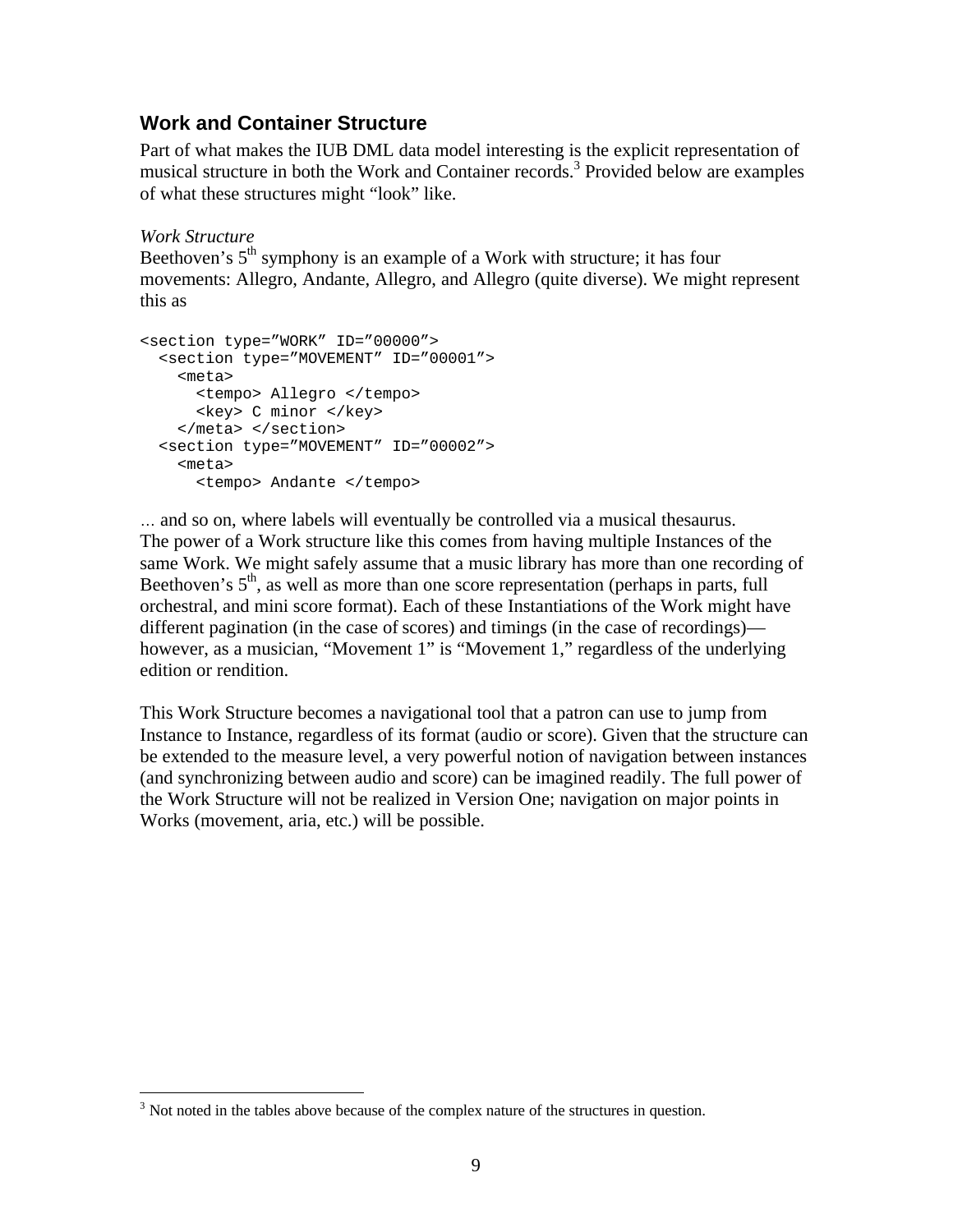## Work and Container Structure

Part of what makes the IUB DML data model interesting is the explicit representation of musical structure in both the Work and Container records.[3] Provided below are examples of what these structures might "look" like.

*Work Structure*

Beethoven's $5^{th}$ symphony is an example of a Work with structure; it has four movements: Allegro, Andante, Allegro, and Allegro (quite diverse). We might represent this as

```
<section type="WORK" ID="00000">
  <section type="MOVEMENT" ID="00001">
    <meta>
      <tempo> Allegro </tempo>
      <key> C minor </key>
    </meta> </section>
  <section type="MOVEMENT" ID="00002">
    <meta>
      <tempo> Andante </tempo>
```

… and so on, where labels will eventually be controlled via a musical thesaurus.
The power of a Work structure like this comes from having multiple Instances of the same Work. We might safely assume that a music library has more than one recording of Beethoven's $5^{th}$, as well as more than one score representation (perhaps in parts, full orchestral, and mini score format). Each of these Instantiations of the Work might have different pagination (in the case of scores) and timings (in the case of recordings)—however, as a musician, "Movement 1" is "Movement 1," regardless of the underlying edition or rendition.

This Work Structure becomes a navigational tool that a patron can use to jump from Instance to Instance, regardless of its format (audio or score). Given that the structure can be extended to the measure level, a very powerful notion of navigation between instances (and synchronizing between audio and score) can be imagined readily. The full power of the Work Structure will not be realized in Version One; navigation on major points in Works (movement, aria, etc.) will be possible.

[3] Not noted in the tables above because of the complex nature of the structures in question.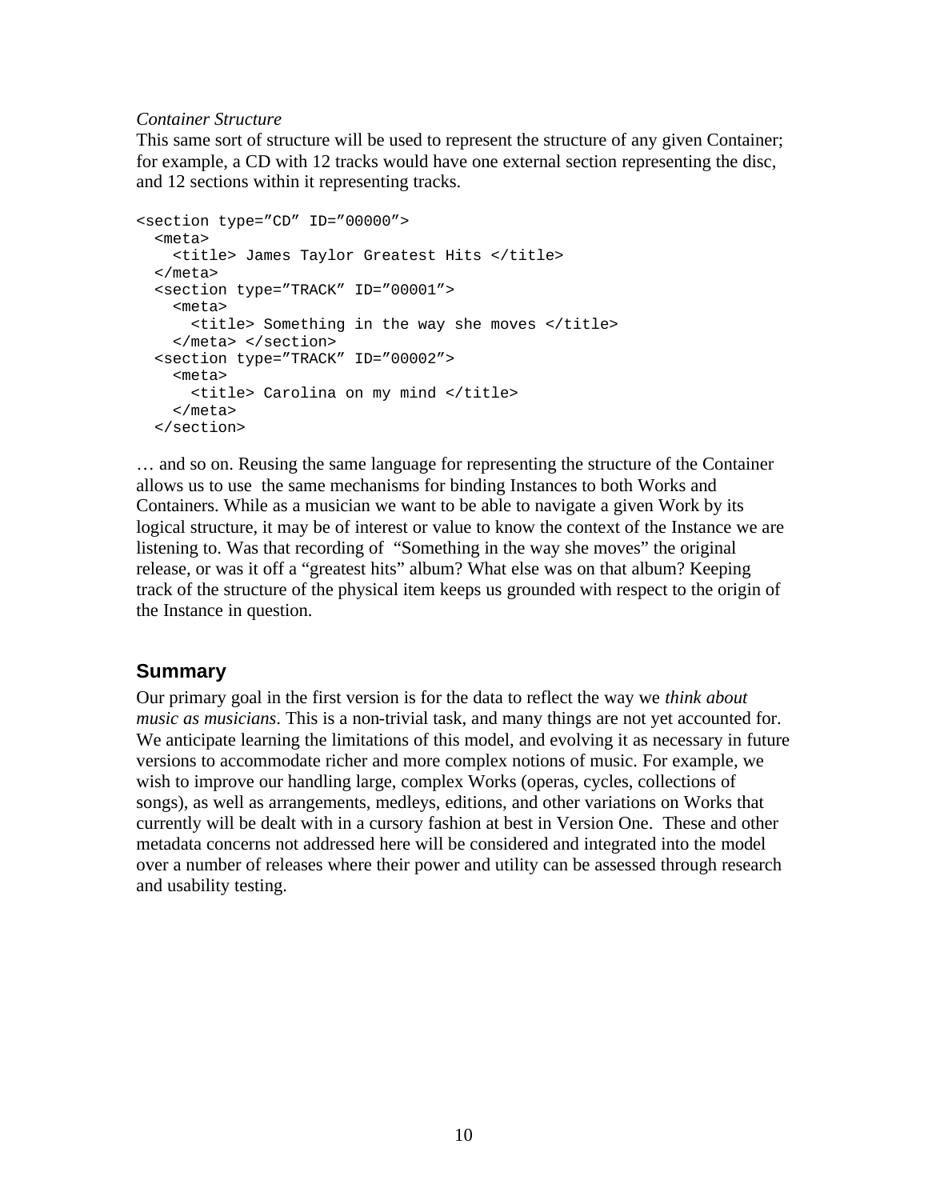*Container Structure*

This same sort of structure will be used to represent the structure of any given Container; for example, a CD with 12 tracks would have one external section representing the disc, and 12 sections within it representing tracks.

```
<section type=”CD” ID=”00000”>
  <meta>
    <title> James Taylor Greatest Hits </title>
  </meta>
  <section type=”TRACK” ID=”00001”>
    <meta>
      <title> Something in the way she moves </title>
    </meta> </section>
  <section type=”TRACK” ID=”00002”>
    <meta>
      <title> Carolina on my mind </title>
    </meta>
  </section>
```

… and so on. Reusing the same language for representing the structure of the Container allows us to use the same mechanisms for binding Instances to both Works and Containers. While as a musician we want to be able to navigate a given Work by its logical structure, it may be of interest or value to know the context of the Instance we are listening to. Was that recording of “Something in the way she moves” the original release, or was it off a “greatest hits” album? What else was on that album? Keeping track of the structure of the physical item keeps us grounded with respect to the origin of the Instance in question.

## Summary

Our primary goal in the first version is for the data to reflect the way we *think about music as musicians*. This is a non-trivial task, and many things are not yet accounted for. We anticipate learning the limitations of this model, and evolving it as necessary in future versions to accommodate richer and more complex notions of music. For example, we wish to improve our handling large, complex Works (operas, cycles, collections of songs), as well as arrangements, medleys, editions, and other variations on Works that currently will be dealt with in a cursory fashion at best in Version One. These and other metadata concerns not addressed here will be considered and integrated into the model over a number of releases where their power and utility can be assessed through research and usability testing.